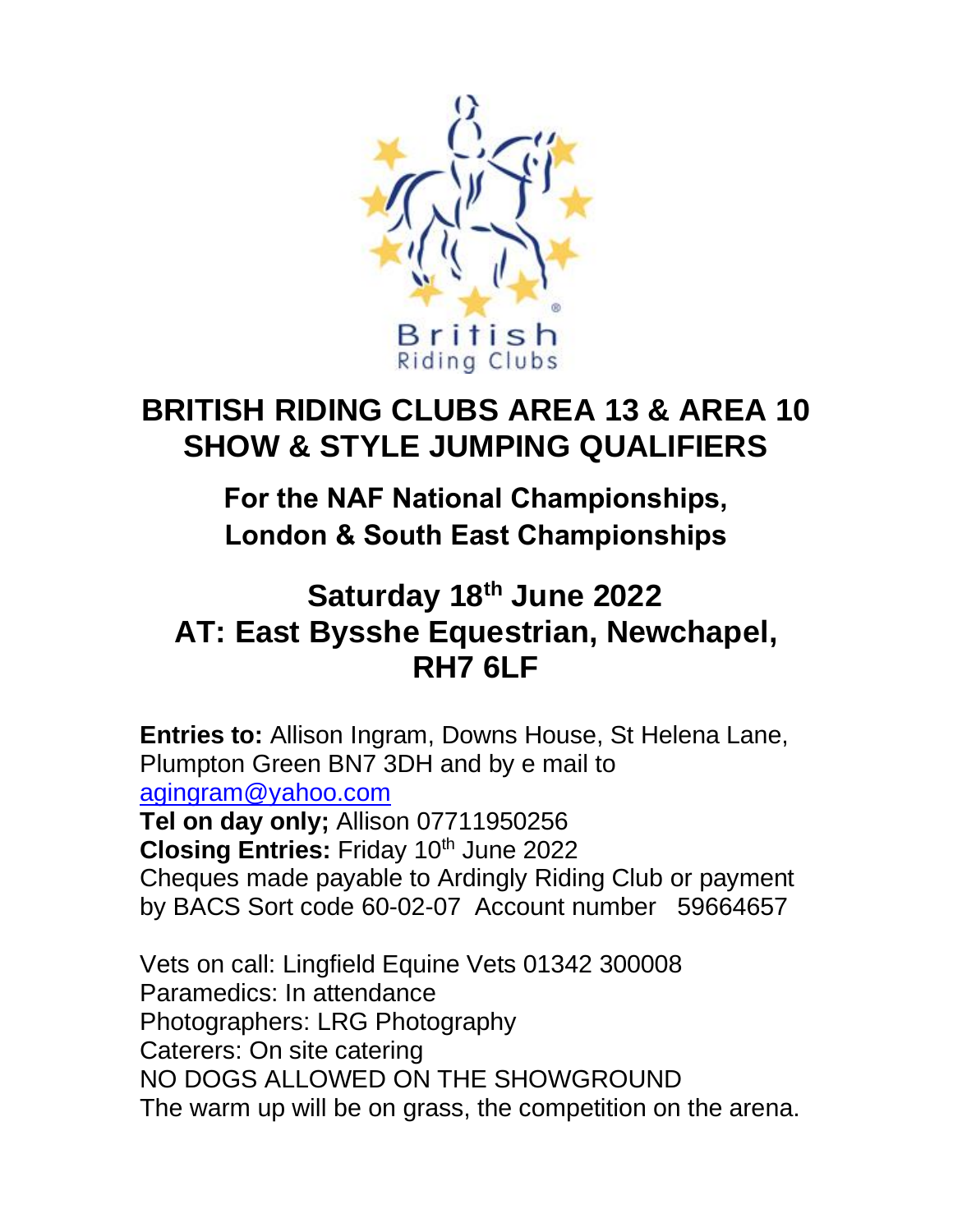# BRITISH RIDING CLUBS AREA 13 & AREA 10 SHOW & STYLE JUMPING QUALIFIERS

## For the NAF National Championships, London & South East Championships

## Saturday 18th June 2022
## AT: East Bysshe Equestrian, Newchapel, RH7 6LF

**Entries to:** Allison Ingram, Downs House, St Helena Lane, Plumpton Green BN7 3DH and by e mail to agingram@yahoo.com
**Tel on day only;** Allison 07711950256
**Closing Entries:** Friday 10th June 2022
Cheques made payable to Ardingly Riding Club or payment by BACS Sort code 60-02-07 Account number 59664657

Vets on call: Lingfield Equine Vets 01342 300008
Paramedics: In attendance
Photographers: LRG Photography
Caterers: On site catering
NO DOGS ALLOWED ON THE SHOWGROUND
The warm up will be on grass, the competition on the arena.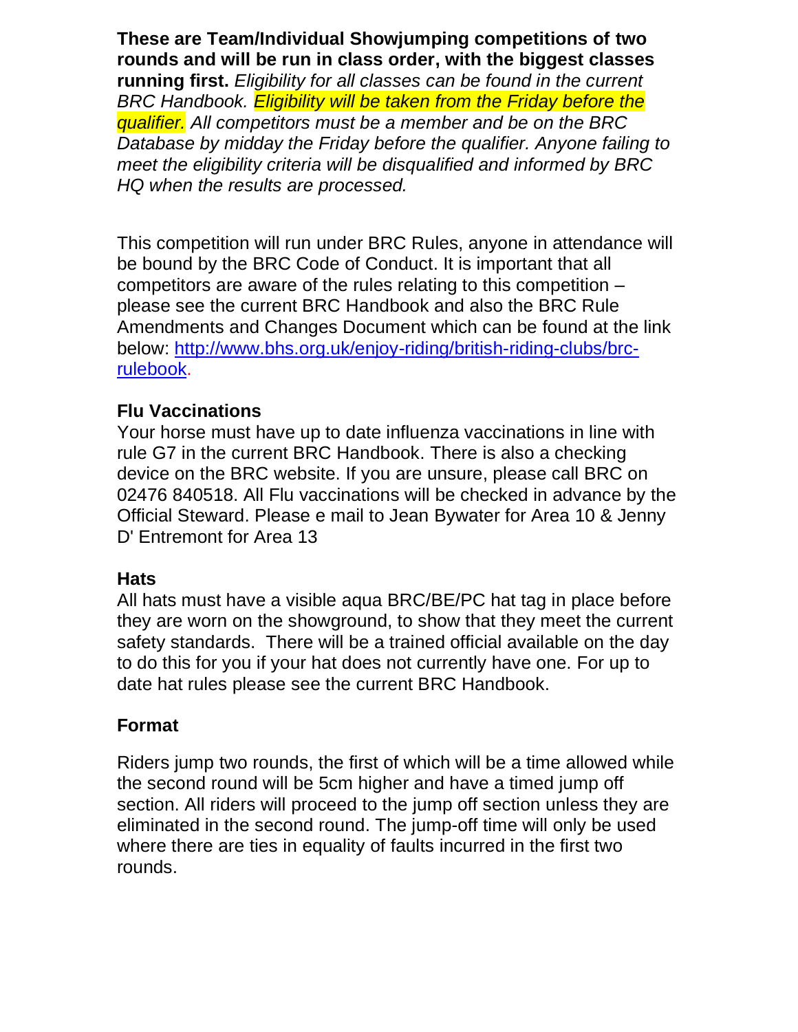**These are Team/Individual Showjumping competitions of two rounds and will be run in class order, with the biggest classes running first.** *Eligibility for all classes can be found in the current BRC Handbook. Eligibility will be taken from the Friday before the qualifier. All competitors must be a member and be on the BRC Database by midday the Friday before the qualifier. Anyone failing to meet the eligibility criteria will be disqualified and informed by BRC HQ when the results are processed.*

This competition will run under BRC Rules, anyone in attendance will be bound by the BRC Code of Conduct. It is important that all competitors are aware of the rules relating to this competition – please see the current BRC Handbook and also the BRC Rule Amendments and Changes Document which can be found at the link below: [http://www.bhs.org.uk/enjoy-riding/british-riding-clubs/brc-rulebook](http://www.bhs.org.uk/enjoy-riding/british-riding-clubs/brc-rulebook).

## Flu Vaccinations

Your horse must have up to date influenza vaccinations in line with rule G7 in the current BRC Handbook. There is also a checking device on the BRC website. If you are unsure, please call BRC on 02476 840518. All Flu vaccinations will be checked in advance by the Official Steward. Please e mail to Jean Bywater for Area 10 & Jenny D' Entremont for Area 13

## Hats

All hats must have a visible aqua BRC/BE/PC hat tag in place before they are worn on the showground, to show that they meet the current safety standards. There will be a trained official available on the day to do this for you if your hat does not currently have one. For up to date hat rules please see the current BRC Handbook.

## Format

Riders jump two rounds, the first of which will be a time allowed while the second round will be 5cm higher and have a timed jump off section. All riders will proceed to the jump off section unless they are eliminated in the second round. The jump-off time will only be used where there are ties in equality of faults incurred in the first two rounds.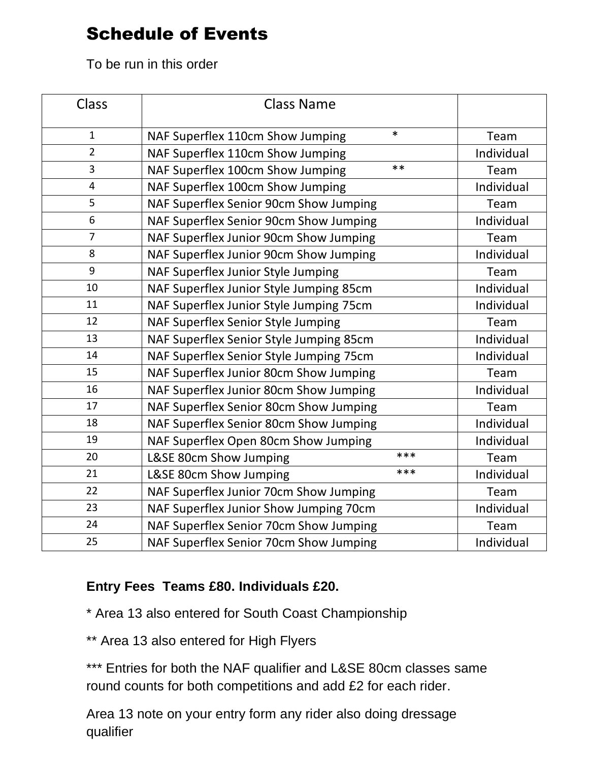# Schedule of Events

To be run in this order

| Class | Class Name | |
|---|---|---|
| 1 | NAF Superflex 110cm Show Jumping * | Team |
| 2 | NAF Superflex 110cm Show Jumping | Individual |
| 3 | NAF Superflex 100cm Show Jumping ** | Team |
| 4 | NAF Superflex 100cm Show Jumping | Individual |
| 5 | NAF Superflex Senior 90cm Show Jumping | Team |
| 6 | NAF Superflex Senior 90cm Show Jumping | Individual |
| 7 | NAF Superflex Junior 90cm Show Jumping | Team |
| 8 | NAF Superflex Junior 90cm Show Jumping | Individual |
| 9 | NAF Superflex Junior Style Jumping | Team |
| 10 | NAF Superflex Junior Style Jumping 85cm | Individual |
| 11 | NAF Superflex Junior Style Jumping 75cm | Individual |
| 12 | NAF Superflex Senior Style Jumping | Team |
| 13 | NAF Superflex Senior Style Jumping 85cm | Individual |
| 14 | NAF Superflex Senior Style Jumping 75cm | Individual |
| 15 | NAF Superflex Junior 80cm Show Jumping | Team |
| 16 | NAF Superflex Junior 80cm Show Jumping | Individual |
| 17 | NAF Superflex Senior 80cm Show Jumping | Team |
| 18 | NAF Superflex Senior 80cm Show Jumping | Individual |
| 19 | NAF Superflex Open 80cm Show Jumping | Individual |
| 20 | L&SE 80cm Show Jumping *** | Team |
| 21 | L&SE 80cm Show Jumping *** | Individual |
| 22 | NAF Superflex Junior 70cm Show Jumping | Team |
| 23 | NAF Superflex Junior Show Jumping 70cm | Individual |
| 24 | NAF Superflex Senior 70cm Show Jumping | Team |
| 25 | NAF Superflex Senior 70cm Show Jumping | Individual |

**Entry Fees Teams £80. Individuals £20.**

* Area 13 also entered for South Coast Championship

** Area 13 also entered for High Flyers

*** Entries for both the NAF qualifier and L&SE 80cm classes same round counts for both competitions and add £2 for each rider.

Area 13 note on your entry form any rider also doing dressage qualifier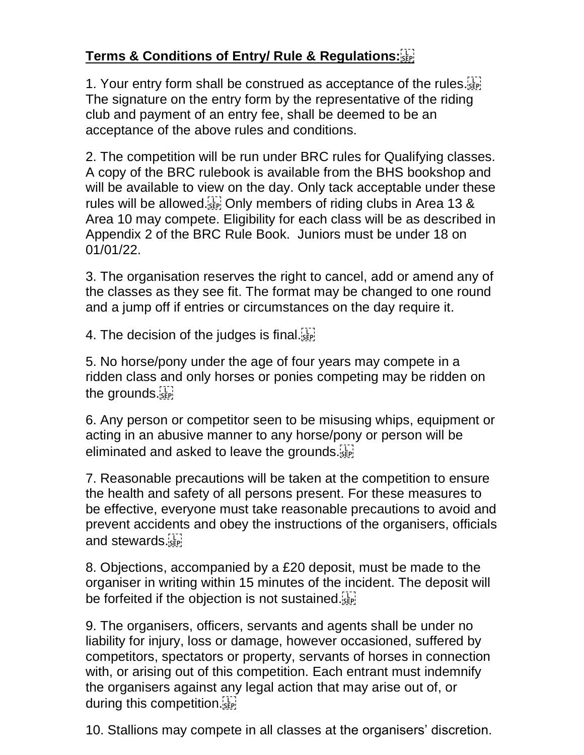**Terms & Conditions of Entry/ Rule & Regulations:**

1. Your entry form shall be construed as acceptance of the rules. The signature on the entry form by the representative of the riding club and payment of an entry fee, shall be deemed to be an acceptance of the above rules and conditions.

2. The competition will be run under BRC rules for Qualifying classes. A copy of the BRC rulebook is available from the BHS bookshop and will be available to view on the day. Only tack acceptable under these rules will be allowed. Only members of riding clubs in Area 13 & Area 10 may compete. Eligibility for each class will be as described in Appendix 2 of the BRC Rule Book. Juniors must be under 18 on 01/01/22.

3. The organisation reserves the right to cancel, add or amend any of the classes as they see fit. The format may be changed to one round and a jump off if entries or circumstances on the day require it.

4. The decision of the judges is final.

5. No horse/pony under the age of four years may compete in a ridden class and only horses or ponies competing may be ridden on the grounds.

6. Any person or competitor seen to be misusing whips, equipment or acting in an abusive manner to any horse/pony or person will be eliminated and asked to leave the grounds.

7. Reasonable precautions will be taken at the competition to ensure the health and safety of all persons present. For these measures to be effective, everyone must take reasonable precautions to avoid and prevent accidents and obey the instructions of the organisers, officials and stewards.

8. Objections, accompanied by a £20 deposit, must be made to the organiser in writing within 15 minutes of the incident. The deposit will be forfeited if the objection is not sustained.

9. The organisers, officers, servants and agents shall be under no liability for injury, loss or damage, however occasioned, suffered by competitors, spectators or property, servants of horses in connection with, or arising out of this competition. Each entrant must indemnify the organisers against any legal action that may arise out of, or during this competition.

10. Stallions may compete in all classes at the organisers' discretion.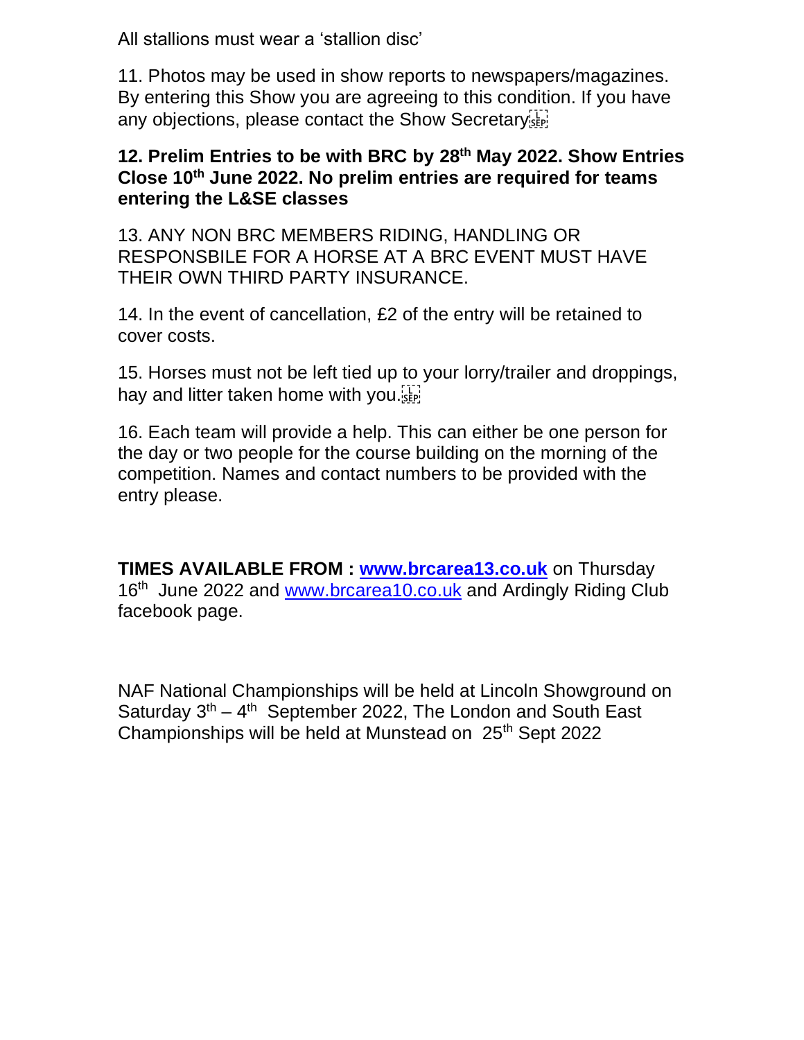All stallions must wear a 'stallion disc'

11. Photos may be used in show reports to newspapers/magazines. By entering this Show you are agreeing to this condition. If you have any objections, please contact the Show Secretary

**12. Prelim Entries to be with BRC by 28th May 2022. Show Entries Close 10th June 2022. No prelim entries are required for teams entering the L&SE classes**

13. ANY NON BRC MEMBERS RIDING, HANDLING OR RESPONSBILE FOR A HORSE AT A BRC EVENT MUST HAVE THEIR OWN THIRD PARTY INSURANCE.

14. In the event of cancellation, £2 of the entry will be retained to cover costs.

15. Horses must not be left tied up to your lorry/trailer and droppings, hay and litter taken home with you.

16. Each team will provide a help. This can either be one person for the day or two people for the course building on the morning of the competition. Names and contact numbers to be provided with the entry please.

**TIMES AVAILABLE FROM : [www.brcarea13.co.uk](http://www.brcarea13.co.uk)** on Thursday 16th June 2022 and [www.brcarea10.co.uk](http://www.brcarea10.co.uk) and Ardingly Riding Club facebook page.

NAF National Championships will be held at Lincoln Showground on Saturday 3th – 4th September 2022, The London and South East Championships will be held at Munstead on 25th Sept 2022